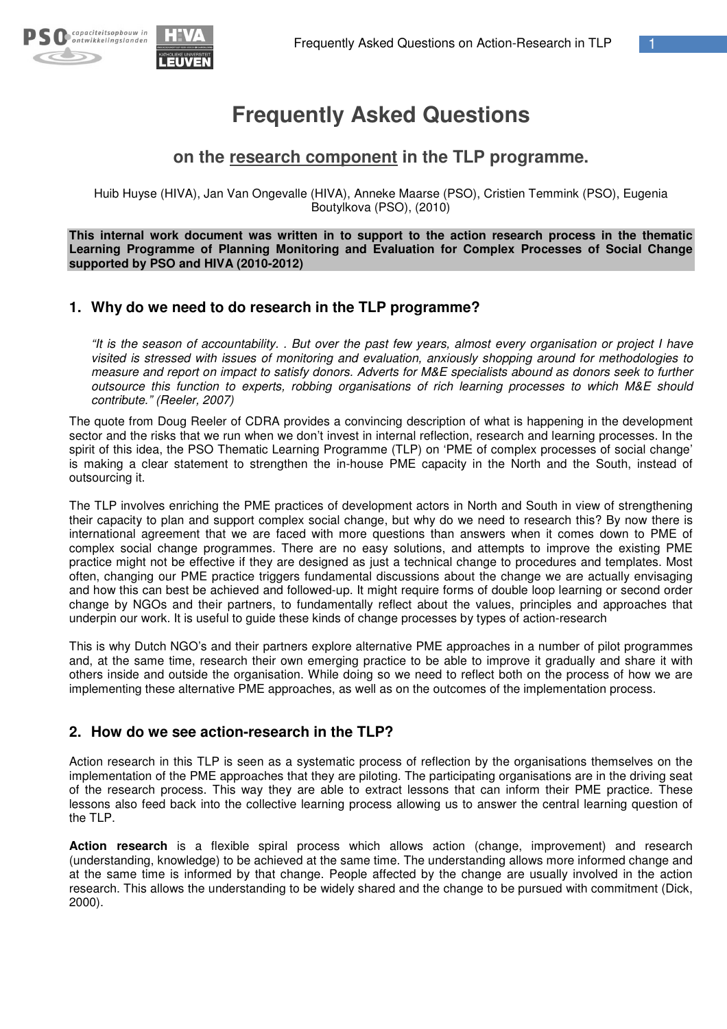# Frequently Asked Questions

## on the research component in the TLP programme.

Huib Huyse (HIVA), Jan Van Ongevalle (HIVA), Anneke Maarse (PSO), Cristien Temmink (PSO), Eugenia Boutylkova (PSO), (2010)

**This internal work document was written in to support to the action research process in the thematic Learning Programme of Planning Monitoring and Evaluation for Complex Processes of Social Change supported by PSO and HIVA (2010-2012)**

### 1. Why do we need to do research in the TLP programme?

> *"It is the season of accountability. . But over the past few years, almost every organisation or project I have visited is stressed with issues of monitoring and evaluation, anxiously shopping around for methodologies to measure and report on impact to satisfy donors. Adverts for M&E specialists abound as donors seek to further outsource this function to experts, robbing organisations of rich learning processes to which M&E should contribute." (Reeler, 2007)*

The quote from Doug Reeler of CDRA provides a convincing description of what is happening in the development sector and the risks that we run when we don't invest in internal reflection, research and learning processes. In the spirit of this idea, the PSO Thematic Learning Programme (TLP) on 'PME of complex processes of social change' is making a clear statement to strengthen the in-house PME capacity in the North and the South, instead of outsourcing it.

The TLP involves enriching the PME practices of development actors in North and South in view of strengthening their capacity to plan and support complex social change, but why do we need to research this? By now there is international agreement that we are faced with more questions than answers when it comes down to PME of complex social change programmes. There are no easy solutions, and attempts to improve the existing PME practice might not be effective if they are designed as just a technical change to procedures and templates. Most often, changing our PME practice triggers fundamental discussions about the change we are actually envisaging and how this can best be achieved and followed-up. It might require forms of double loop learning or second order change by NGOs and their partners, to fundamentally reflect about the values, principles and approaches that underpin our work. It is useful to guide these kinds of change processes by types of action-research

This is why Dutch NGO's and their partners explore alternative PME approaches in a number of pilot programmes and, at the same time, research their own emerging practice to be able to improve it gradually and share it with others inside and outside the organisation. While doing so we need to reflect both on the process of how we are implementing these alternative PME approaches, as well as on the outcomes of the implementation process.

### 2. How do we see action-research in the TLP?

Action research in this TLP is seen as a systematic process of reflection by the organisations themselves on the implementation of the PME approaches that they are piloting. The participating organisations are in the driving seat of the research process. This way they are able to extract lessons that can inform their PME practice. These lessons also feed back into the collective learning process allowing us to answer the central learning question of the TLP.

**Action research** is a flexible spiral process which allows action (change, improvement) and research (understanding, knowledge) to be achieved at the same time. The understanding allows more informed change and at the same time is informed by that change. People affected by the change are usually involved in the action research. This allows the understanding to be widely shared and the change to be pursued with commitment (Dick, 2000).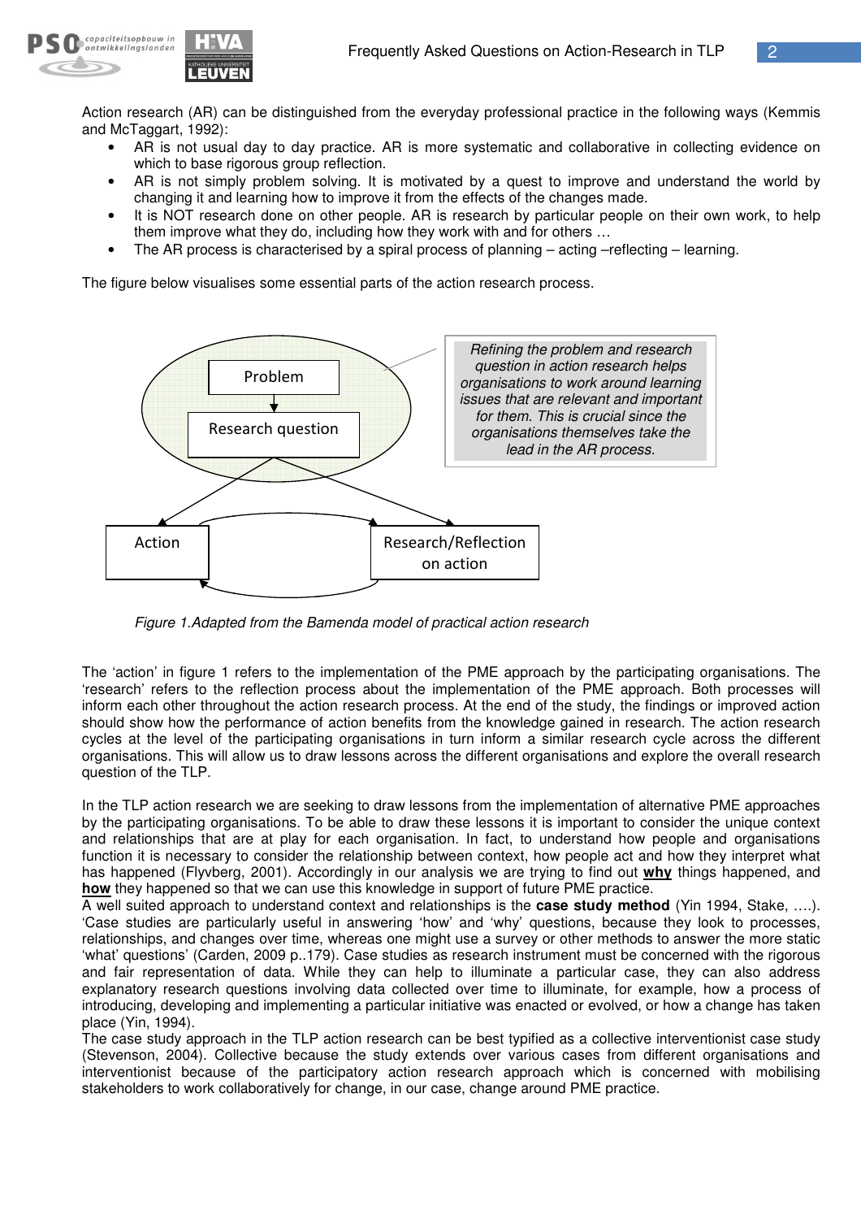Action research (AR) can be distinguished from the everyday professional practice in the following ways (Kemmis and McTaggart, 1992):

- AR is not usual day to day practice. AR is more systematic and collaborative in collecting evidence on which to base rigorous group reflection.
- AR is not simply problem solving. It is motivated by a quest to improve and understand the world by changing it and learning how to improve it from the effects of the changes made.
- It is NOT research done on other people. AR is research by particular people on their own work, to help them improve what they do, including how they work with and for others …
- The AR process is characterised by a spiral process of planning – acting –reflecting – learning.

The figure below visualises some essential parts of the action research process.

Problem → Research question → Action ⇄ Research/Reflection on action

*Refining the problem and research question in action research helps organisations to work around learning issues that are relevant and important for them. This is crucial since the organisations themselves take the lead in the AR process.*

*Figure 1.Adapted from the Bamenda model of practical action research*

The 'action' in figure 1 refers to the implementation of the PME approach by the participating organisations. The 'research' refers to the reflection process about the implementation of the PME approach. Both processes will inform each other throughout the action research process. At the end of the study, the findings or improved action should show how the performance of action benefits from the knowledge gained in research. The action research cycles at the level of the participating organisations in turn inform a similar research cycle across the different organisations. This will allow us to draw lessons across the different organisations and explore the overall research question of the TLP.

In the TLP action research we are seeking to draw lessons from the implementation of alternative PME approaches by the participating organisations. To be able to draw these lessons it is important to consider the unique context and relationships that are at play for each organisation. In fact, to understand how people and organisations function it is necessary to consider the relationship between context, how people act and how they interpret what has happened (Flyvberg, 2001). Accordingly in our analysis we are trying to find out **why** things happened, and **how** they happened so that we can use this knowledge in support of future PME practice.

A well suited approach to understand context and relationships is the **case study method** (Yin 1994, Stake, ….). 'Case studies are particularly useful in answering 'how' and 'why' questions, because they look to processes, relationships, and changes over time, whereas one might use a survey or other methods to answer the more static 'what' questions' (Carden, 2009 p..179). Case studies as research instrument must be concerned with the rigorous and fair representation of data. While they can help to illuminate a particular case, they can also address explanatory research questions involving data collected over time to illuminate, for example, how a process of introducing, developing and implementing a particular initiative was enacted or evolved, or how a change has taken place (Yin, 1994).

The case study approach in the TLP action research can be best typified as a collective interventionist case study (Stevenson, 2004). Collective because the study extends over various cases from different organisations and interventionist because of the participatory action research approach which is concerned with mobilising stakeholders to work collaboratively for change, in our case, change around PME practice.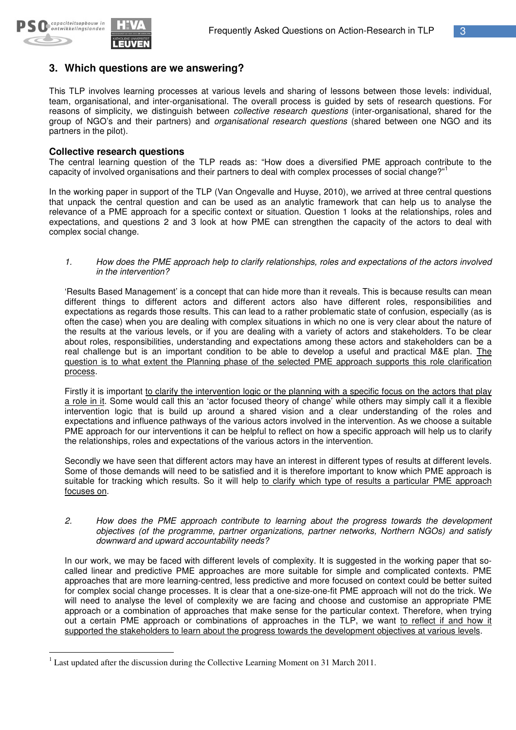## 3. Which questions are we answering?

This TLP involves learning processes at various levels and sharing of lessons between those levels: individual, team, organisational, and inter-organisational. The overall process is guided by sets of research questions. For reasons of simplicity, we distinguish between *collective research questions* (inter-organisational, shared for the group of NGO's and their partners) and *organisational research questions* (shared between one NGO and its partners in the pilot).

### Collective research questions

The central learning question of the TLP reads as: "How does a diversified PME approach contribute to the capacity of involved organisations and their partners to deal with complex processes of social change?"[1]

In the working paper in support of the TLP (Van Ongevalle and Huyse, 2010), we arrived at three central questions that unpack the central question and can be used as an analytic framework that can help us to analyse the relevance of a PME approach for a specific context or situation. Question 1 looks at the relationships, roles and expectations, and questions 2 and 3 look at how PME can strengthen the capacity of the actors to deal with complex social change.

1. *How does the PME approach help to clarify relationships, roles and expectations of the actors involved in the intervention?*

   'Results Based Management' is a concept that can hide more than it reveals. This is because results can mean different things to different actors and different actors also have different roles, responsibilities and expectations as regards those results. This can lead to a rather problematic state of confusion, especially (as is often the case) when you are dealing with complex situations in which no one is very clear about the nature of the results at the various levels, or if you are dealing with a variety of actors and stakeholders. To be clear about roles, responsibilities, understanding and expectations among these actors and stakeholders can be a real challenge but is an important condition to be able to develop a useful and practical M&E plan. <u>The question is to what extent the Planning phase of the selected PME approach supports this role clarification process</u>.

   Firstly it is important <u>to clarify the intervention logic or the planning with a specific focus on the actors that play a role in it</u>. Some would call this an 'actor focused theory of change' while others may simply call it a flexible intervention logic that is build up around a shared vision and a clear understanding of the roles and expectations and influence pathways of the various actors involved in the intervention. As we choose a suitable PME approach for our interventions it can be helpful to reflect on how a specific approach will help us to clarify the relationships, roles and expectations of the various actors in the intervention.

   Secondly we have seen that different actors may have an interest in different types of results at different levels. Some of those demands will need to be satisfied and it is therefore important to know which PME approach is suitable for tracking which results. So it will help <u>to clarify which type of results a particular PME approach focuses on</u>.

2. *How does the PME approach contribute to learning about the progress towards the development objectives (of the programme, partner organizations, partner networks, Northern NGOs) and satisfy downward and upward accountability needs?*

   In our work, we may be faced with different levels of complexity. It is suggested in the working paper that so-called linear and predictive PME approaches are more suitable for simple and complicated contexts. PME approaches that are more learning-centred, less predictive and more focused on context could be better suited for complex social change processes. It is clear that a one-size-one-fit PME approach will not do the trick. We will need to analyse the level of complexity we are facing and choose and customise an appropriate PME approach or a combination of approaches that make sense for the particular context. Therefore, when trying out a certain PME approach or combinations of approaches in the TLP, we want <u>to reflect if and how it supported the stakeholders to learn about the progress towards the development objectives at various levels</u>.

---

[1] Last updated after the discussion during the Collective Learning Moment on 31 March 2011.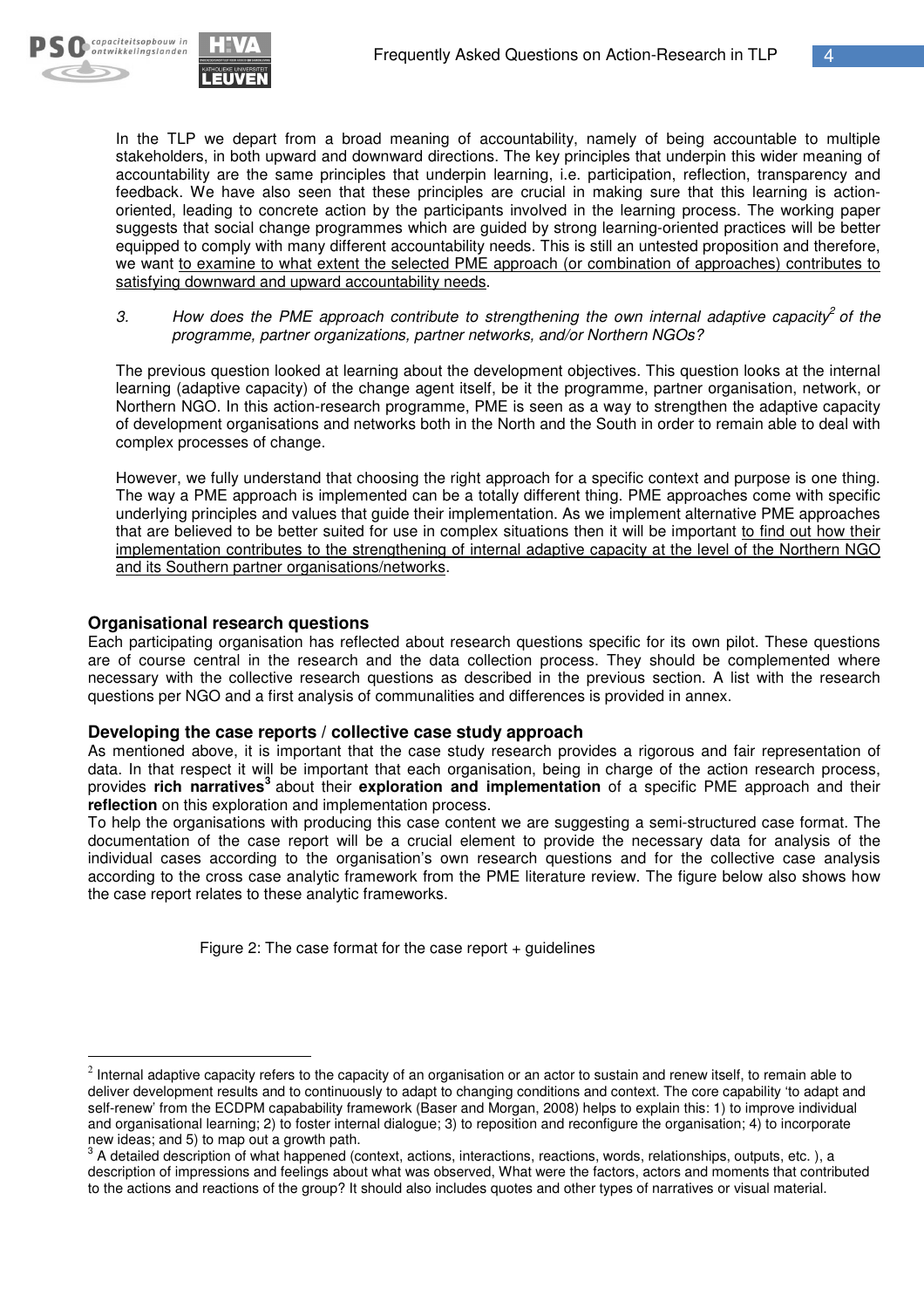In the TLP we depart from a broad meaning of accountability, namely of being accountable to multiple stakeholders, in both upward and downward directions. The key principles that underpin this wider meaning of accountability are the same principles that underpin learning, i.e. participation, reflection, transparency and feedback. We have also seen that these principles are crucial in making sure that this learning is action-oriented, leading to concrete action by the participants involved in the learning process. The working paper suggests that social change programmes which are guided by strong learning-oriented practices will be better equipped to comply with many different accountability needs. This is still an untested proposition and therefore, we want to examine to what extent the selected PME approach (or combination of approaches) contributes to satisfying downward and upward accountability needs.

3. *How does the PME approach contribute to strengthening the own internal adaptive capacity[2] of the programme, partner organizations, partner networks, and/or Northern NGOs?*

The previous question looked at learning about the development objectives. This question looks at the internal learning (adaptive capacity) of the change agent itself, be it the programme, partner organisation, network, or Northern NGO. In this action-research programme, PME is seen as a way to strengthen the adaptive capacity of development organisations and networks both in the North and the South in order to remain able to deal with complex processes of change.

However, we fully understand that choosing the right approach for a specific context and purpose is one thing. The way a PME approach is implemented can be a totally different thing. PME approaches come with specific underlying principles and values that guide their implementation. As we implement alternative PME approaches that are believed to be better suited for use in complex situations then it will be important to find out how their implementation contributes to the strengthening of internal adaptive capacity at the level of the Northern NGO and its Southern partner organisations/networks.

## Organisational research questions

Each participating organisation has reflected about research questions specific for its own pilot. These questions are of course central in the research and the data collection process. They should be complemented where necessary with the collective research questions as described in the previous section. A list with the research questions per NGO and a first analysis of communalities and differences is provided in annex.

## Developing the case reports / collective case study approach

As mentioned above, it is important that the case study research provides a rigorous and fair representation of data. In that respect it will be important that each organisation, being in charge of the action research process, provides **rich narratives**[3] about their **exploration and implementation** of a specific PME approach and their **reflection** on this exploration and implementation process.

To help the organisations with producing this case content we are suggesting a semi-structured case format. The documentation of the case report will be a crucial element to provide the necessary data for analysis of the individual cases according to the organisation's own research questions and for the collective case analysis according to the cross case analytic framework from the PME literature review. The figure below also shows how the case report relates to these analytic frameworks.

Figure 2: The case format for the case report + guidelines

---

[2] Internal adaptive capacity refers to the capacity of an organisation or an actor to sustain and renew itself, to remain able to deliver development results and to continuously to adapt to changing conditions and context. The core capability 'to adapt and self-renew' from the ECDPM capabability framework (Baser and Morgan, 2008) helps to explain this: 1) to improve individual and organisational learning; 2) to foster internal dialogue; 3) to reposition and reconfigure the organisation; 4) to incorporate new ideas; and 5) to map out a growth path.

[3] A detailed description of what happened (context, actions, interactions, reactions, words, relationships, outputs, etc. ), a description of impressions and feelings about what was observed, What were the factors, actors and moments that contributed to the actions and reactions of the group? It should also includes quotes and other types of narratives or visual material.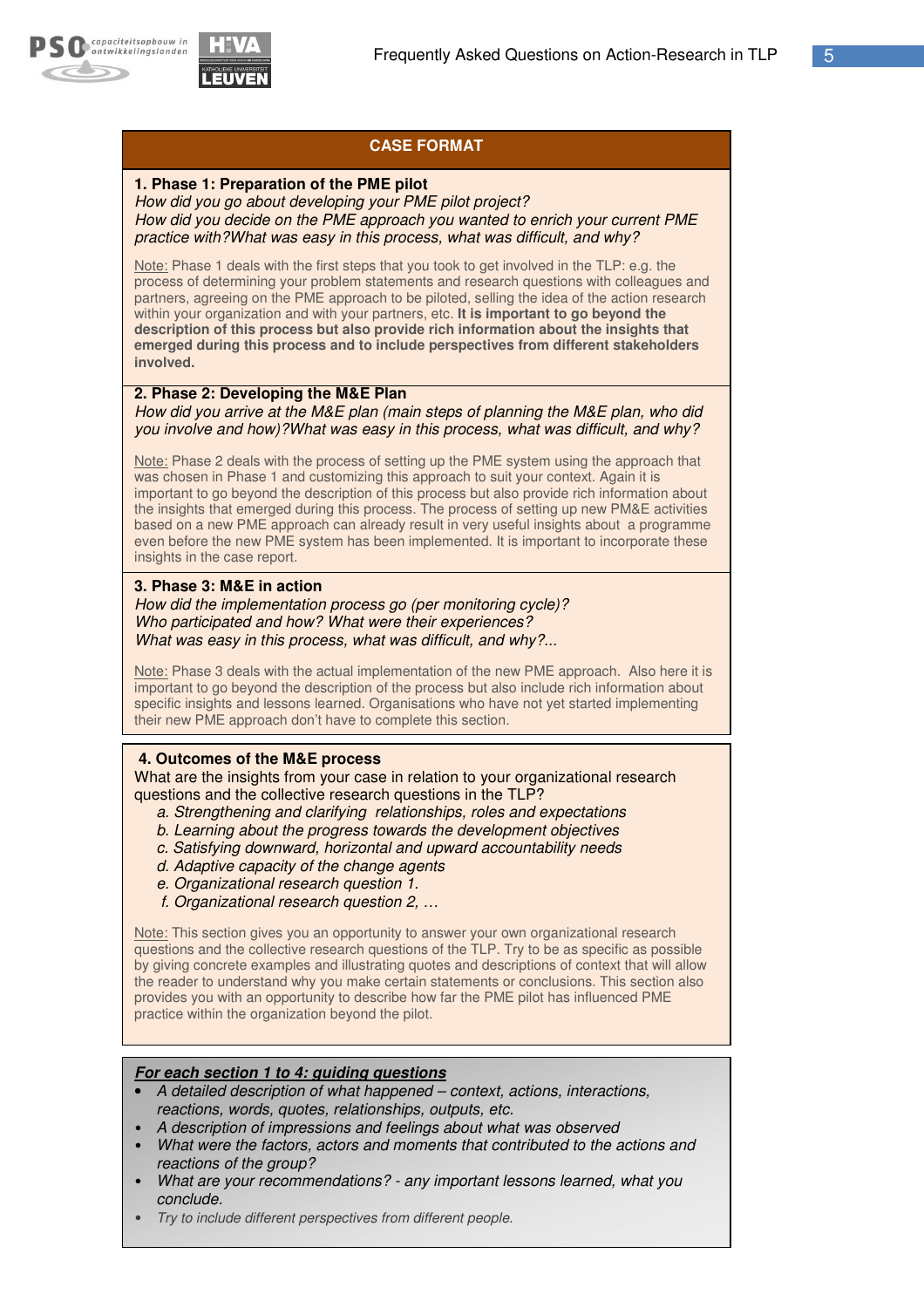## CASE FORMAT

**1. Phase 1: Preparation of the PME pilot**

*How did you go about developing your PME pilot project?*
*How did you decide on the PME approach you wanted to enrich your current PME practice with?What was easy in this process, what was difficult, and why?*

Note: Phase 1 deals with the first steps that you took to get involved in the TLP: e.g. the process of determining your problem statements and research questions with colleagues and partners, agreeing on the PME approach to be piloted, selling the idea of the action research within your organization and with your partners, etc. **It is important to go beyond the description of this process but also provide rich information about the insights that emerged during this process and to include perspectives from different stakeholders involved.**

**2. Phase 2: Developing the M&E Plan**

*How did you arrive at the M&E plan (main steps of planning the M&E plan, who did you involve and how)?What was easy in this process, what was difficult, and why?*

Note: Phase 2 deals with the process of setting up the PME system using the approach that was chosen in Phase 1 and customizing this approach to suit your context. Again it is important to go beyond the description but also provide rich information about the insights that emerged during this process. The process of setting up new PM&E activities based on a new PME approach can already result in very useful insights about a programme even before the new PME system has been implemented. It is important to incorporate these insights in the case report.

**3. Phase 3: M&E in action**

*How did the implementation process go (per monitoring cycle)?*
*Who participated and how? What were their experiences?*
*What was easy in this process, what was difficult, and why?...*

Note: Phase 3 deals with the actual implementation of the new PME approach. Also here it is important to go beyond the description of the process but also include rich information about specific insights and lessons learned. Organisations who have not yet started implementing their new PME approach don't have to complete this section.

**4. Outcomes of the M&E process**

What are the insights from your case in relation to your organizational research questions and the collective research questions in the TLP?

a. *Strengthening and clarifying relationships, roles and expectations*
b. *Learning about the progress towards the development objectives*
c. *Satisfying downward, horizontal and upward accountability needs*
d. *Adaptive capacity of the change agents*
e. *Organizational research question 1.*
f. *Organizational research question 2, …*

Note: This section gives you an opportunity to answer your own organizational research questions and the collective research questions of the TLP. Try to be as specific as possible by giving concrete examples and illustrating quotes and descriptions of context that will allow the reader to understand why you make certain statements or conclusions. This section also provides you with an opportunity to describe how far the PME pilot has influenced PME practice within the organization beyond the pilot.

***For each section 1 to 4: guiding questions***

- *A detailed description of what happened – context, actions, interactions, reactions, words, quotes, relationships, outputs, etc.*
- *A description of impressions and feelings about what was observed*
- *What were the factors, actors and moments that contributed to the actions and reactions of the group?*
- *What are your recommendations? - any important lessons learned, what you conclude.*
- *Try to include different perspectives from different people.*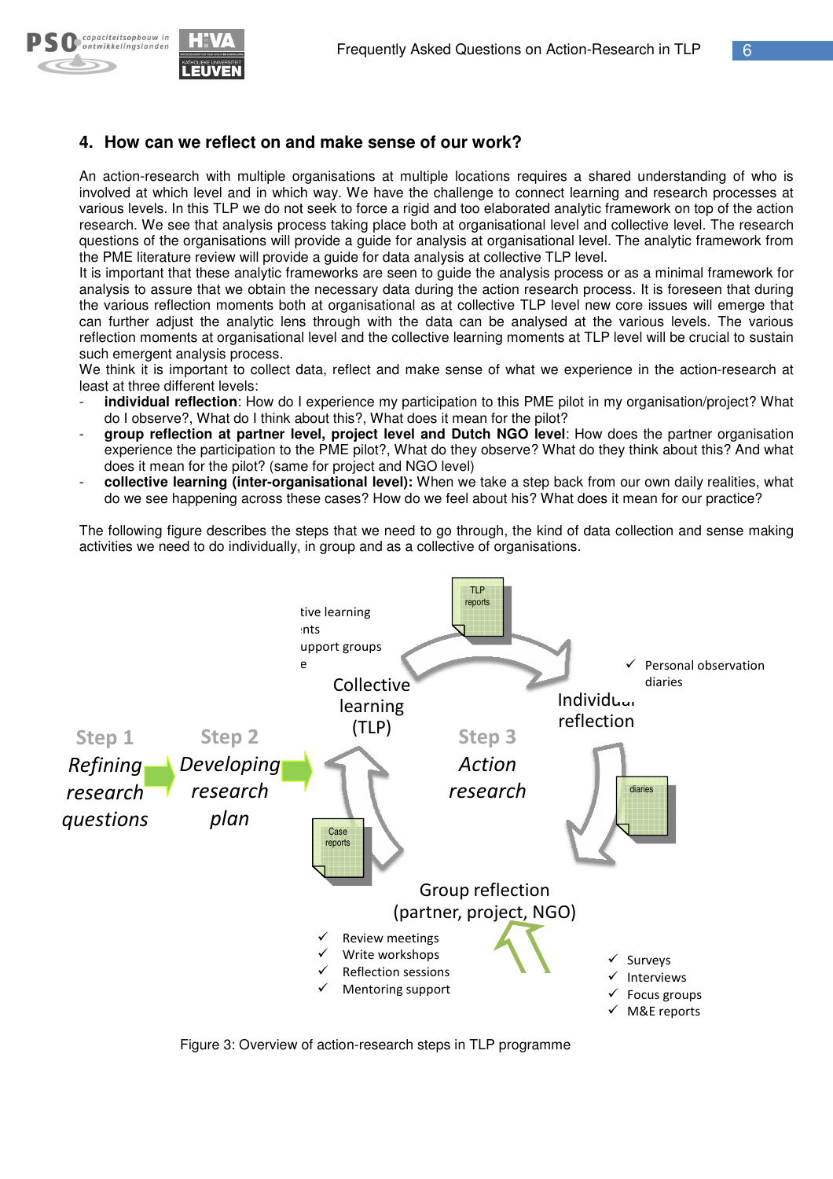## 4. How can we reflect on and make sense of our work?

An action-research with multiple organisations at multiple locations requires a shared understanding of who is involved at which level and in which way. We have the challenge to connect learning and research processes at various levels. In this TLP we do not seek to force a rigid and too elaborated analytic framework on top of the action research. We see that analysis process taking place both at organisational level and collective level. The research questions of the organisations will provide a guide for analysis at organisational level. The analytic framework from the PME literature review will provide a guide for data analysis at collective TLP level.

It is important that these analytic frameworks are seen to guide the analysis process or as a minimal framework for analysis to assure that we obtain the necessary data during the action research process. It is foreseen that during the various reflection moments both at organisational as at collective TLP level new core issues will emerge that can further adjust the analytic lens through with the data can be analysed at the various levels. The various reflection moments at organisational level and the collective learning moments at TLP level will be crucial to sustain such emergent analysis process.

We think it is important to collect data, reflect and make sense of what we experience in the action-research at least at three different levels:

- **individual reflection**: How do I experience my participation to this PME pilot in my organisation/project? What do I observe?, What do I think about this?, What does it mean for the pilot?
- **group reflection at partner level, project level and Dutch NGO level**: How does the partner organisation experience the participation to the PME pilot?, What do they observe? What do they think about this? And what does it mean for the pilot? (same for project and NGO level)
- **collective learning (inter-organisational level):** When we take a step back from our own daily realities, what do we see happening across these cases? How do we feel about his? What does it mean for our practice?

The following figure describes the steps that we need to go through, the kind of data collection and sense making activities we need to do individually, in group and as a collective of organisations.

Step 1 *Refining research questions* → Step 2 *Developing research plan* → Step 3 *Action research*

Collective learning (TLP): TLP reports; ...tive learning ...nts; ...upport groups; ...e

Individual reflection: diaries
- ✓ Personal observation diaries

Group reflection (partner, project, NGO): Case reports
- ✓ Review meetings
- ✓ Write workshops
- ✓ Reflection sessions
- ✓ Mentoring support

- ✓ Surveys
- ✓ Interviews
- ✓ Focus groups
- ✓ M&E reports

Figure 3: Overview of action-research steps in TLP programme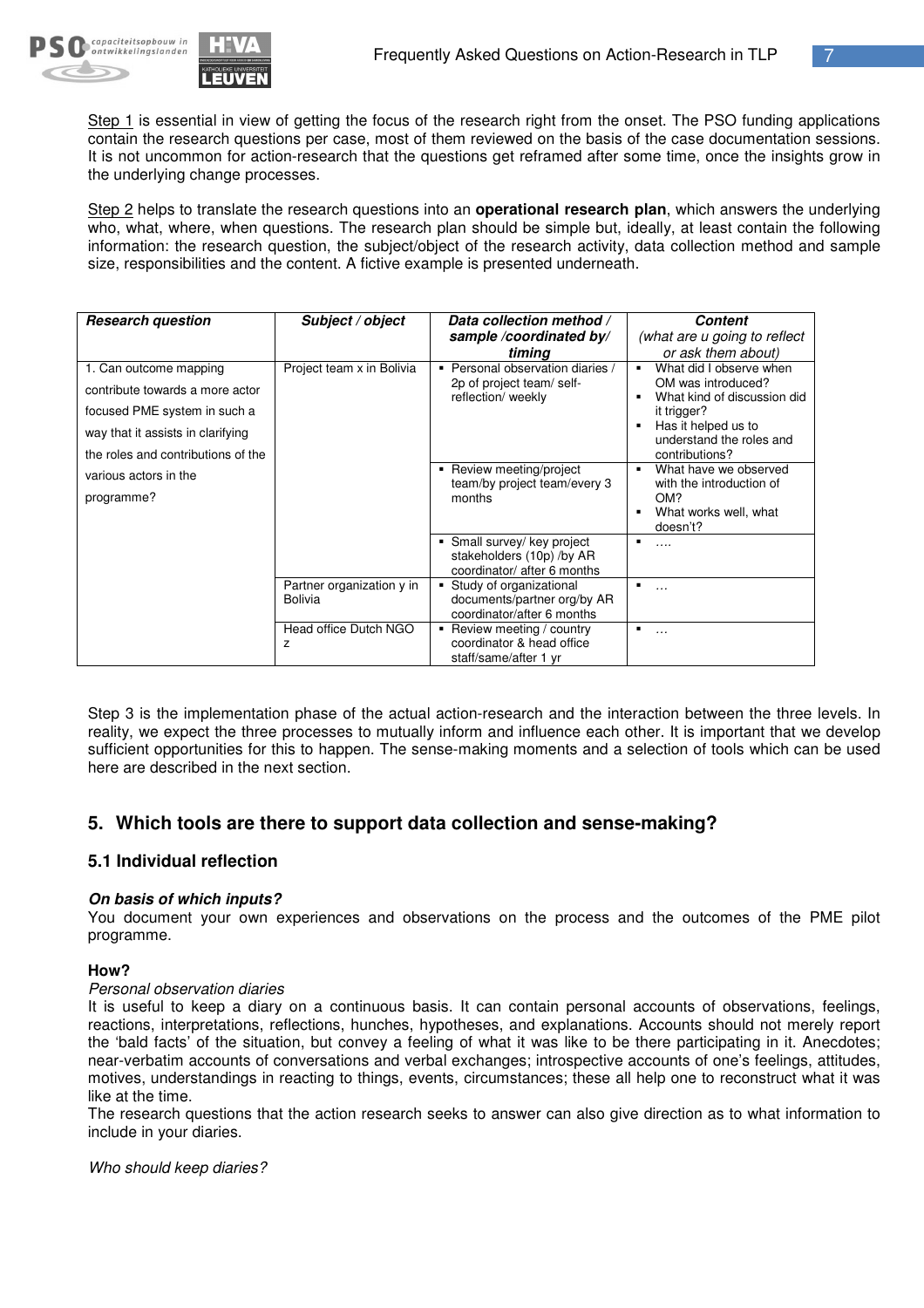Step 1 is essential in view of getting the focus of the research right from the onset. The PSO funding applications contain the research questions per case, most of them reviewed on the basis of the case documentation sessions. It is not uncommon for action-research that the questions get reframed after some time, once the insights grow in the underlying change processes.

Step 2 helps to translate the research questions into an **operational research plan**, which answers the underlying who, what, where, when questions. The research plan should be simple but, ideally, at least contain the following information: the research question, the subject/object of the research activity, data collection method and sample size, responsibilities and the content. A fictive example is presented underneath.

| ***Research question*** | ***Subject / object*** | ***Data collection method / sample /coordinated by/ timing*** | ***Content*** *(what are u going to reflect or ask them about)* |
|---|---|---|---|
| 1. Can outcome mapping contribute towards a more actor focused PME system in such a way that it assists in clarifying the roles and contributions of the various actors in the programme? | Project team x in Bolivia | ▪ Personal observation diaries / 2p of project team/ self-reflection/ weekly | ▪ What did I observe when OM was introduced? ▪ What kind of discussion did it trigger? ▪ Has it helped us to understand the roles and contributions? |
| | | ▪ Review meeting/project team/by project team/every 3 months | ▪ What have we observed with the introduction of OM? ▪ What works well, what doesn't? |
| | | ▪ Small survey/ key project stakeholders (10p) /by AR coordinator/ after 6 months | ▪ …. |
| | Partner organization y in Bolivia | ▪ Study of organizational documents/partner org/by AR coordinator/after 6 months | ▪ … |
| | Head office Dutch NGO z | ▪ Review meeting / country coordinator & head office staff/same/after 1 yr | ▪ … |

Step 3 is the implementation phase of the actual action-research and the interaction between the three levels. In reality, we expect the three processes to mutually inform and influence each other. It is important that we develop sufficient opportunities for this to happen. The sense-making moments and a selection of tools which can be used here are described in the next section.

## 5. Which tools are there to support data collection and sense-making?

### 5.1 Individual reflection

***On basis of which inputs?***

You document your own experiences and observations on the process and the outcomes of the PME pilot programme.

**How?**

*Personal observation diaries*

It is useful to keep a diary on a continuous basis. It can contain personal accounts of observations, feelings, reactions, interpretations, reflections, hunches, hypotheses, and explanations. Accounts should not merely report the 'bald facts' of the situation, but convey a feeling of what it was like to be there participating in it. Anecdotes; near-verbatim accounts of conversations and verbal exchanges; introspective accounts of one's feelings, attitudes, motives, understandings in reacting to things, events, circumstances; these all help one to reconstruct what it was like at the time.

The research questions that the action research seeks to answer can also give direction as to what information to include in your diaries.

*Who should keep diaries?*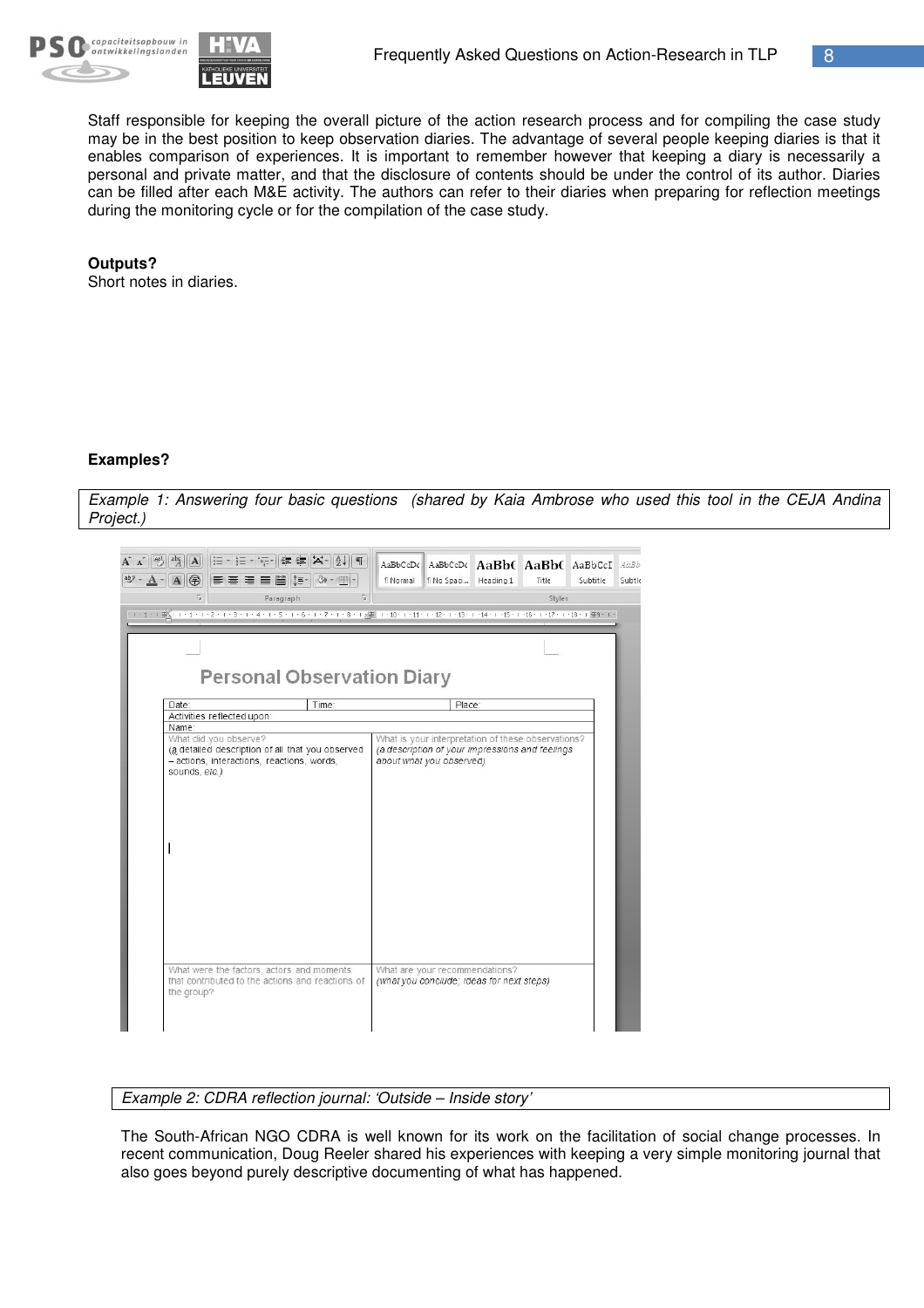Staff responsible for keeping the overall picture of the action research process and for compiling the case study may be in the best position to keep observation diaries. The advantage of several people keeping diaries is that it enables comparison of experiences. It is important to remember however that keeping a diary is necessarily a personal and private matter, and that the disclosure of contents should be under the control of its author. Diaries can be filled after each M&E activity. The authors can refer to their diaries when preparing for reflection meetings during the monitoring cycle or for the compilation of the case study.

**Outputs?**
Short notes in diaries.

**Examples?**

*Example 1: Answering four basic questions (shared by Kaia Ambrose who used this tool in the CEJA Andina Project.)*

**Personal Observation Diary**

| Date: | Time: | Place: |
|---|---|---|
| Activities reflected upon: | | |
| Name: | | |

| What did you observe? (a detailed description of all that you observed – actions, interactions, reactions, words, sounds, etc.) | What is your interpretation of these observations? (a description of your impressions and feelings about what you observed) |
|---|---|
| What were the factors, actors and moments that contributed to the actions and reactions of the group? | What are your recommendations? (what you conclude; ideas for next steps) |

*Example 2: CDRA reflection journal: 'Outside – Inside story'*

The South-African NGO CDRA is well known for its work on the facilitation of social change processes. In recent communication, Doug Reeler shared his experiences with keeping a very simple monitoring journal that also goes beyond purely descriptive documenting of what has happened.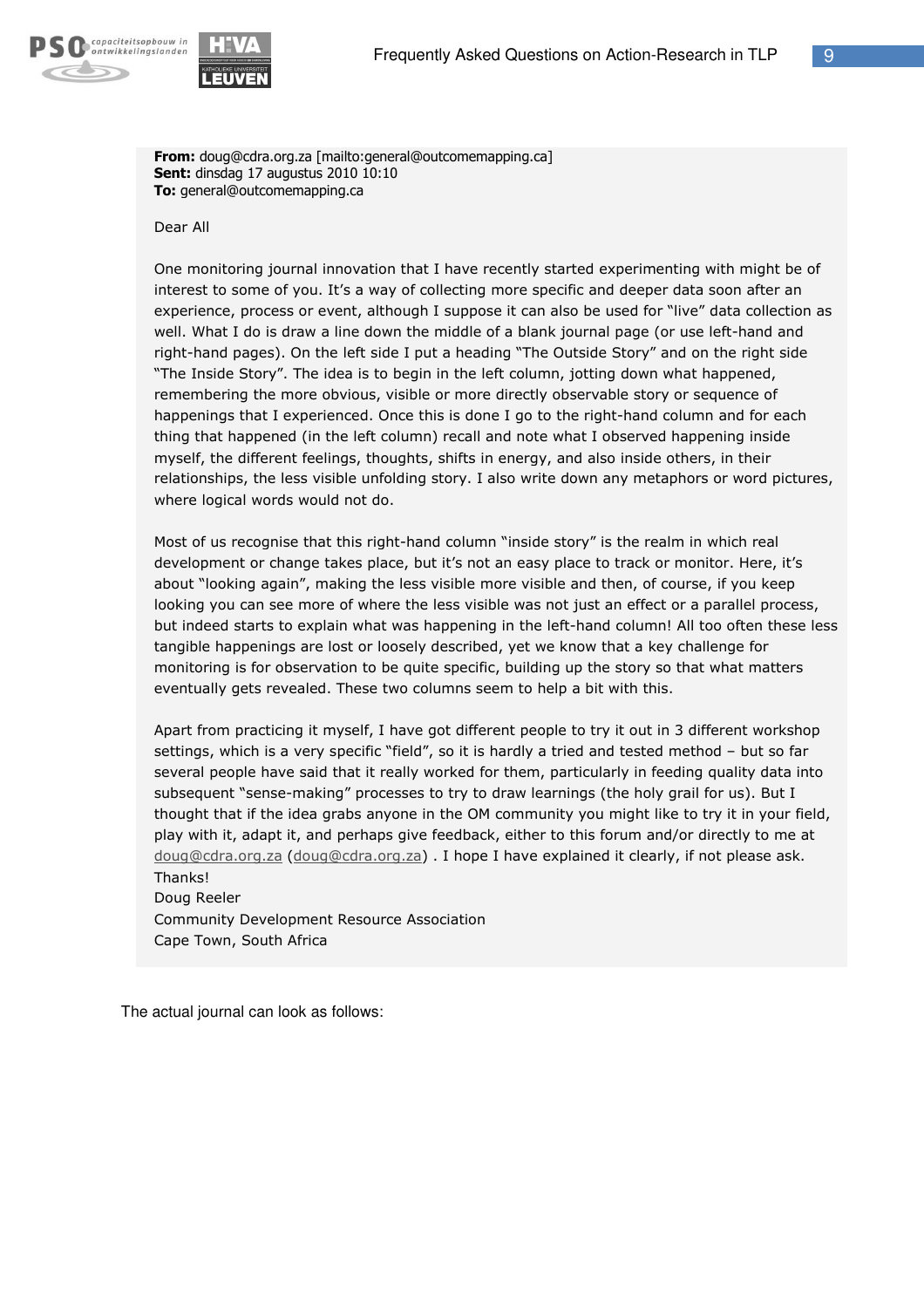**From:** doug@cdra.org.za [mailto:general@outcomemapping.ca]
**Sent:** dinsdag 17 augustus 2010 10:10
**To:** general@outcomemapping.ca

Dear All

One monitoring journal innovation that I have recently started experimenting with might be of interest to some of you. It's a way of collecting more specific and deeper data soon after an experience, process or event, although I suppose it can also be used for "live" data collection as well. What I do is draw a line down the middle of a blank journal page (or use left-hand and right-hand pages). On the left side I put a heading "The Outside Story" and on the right side "The Inside Story". The idea is to begin in the left column, jotting down what happened, remembering the more obvious, visible or more directly observable story or sequence of happenings that I experienced. Once this is done I go to the right-hand column and for each thing that happened (in the left column) recall and note what I observed happening inside myself, the different feelings, thoughts, shifts in energy, and also inside others, in their relationships, the less visible unfolding story. I also write down any metaphors or word pictures, where logical words would not do.

Most of us recognise that this right-hand column "inside story" is the realm in which real development or change takes place, but it's not an easy place to track or monitor. Here, it's about "looking again", making the less visible more visible and then, of course, if you keep looking you can see more of where the less visible was not just an effect or a parallel process, but indeed starts to explain what was happening in the left-hand column! All too often these less tangible happenings are lost or loosely described, yet we know that a key challenge for monitoring is for observation to be quite specific, building up the story so that what matters eventually gets revealed. These two columns seem to help a bit with this.

Apart from practicing it myself, I have got different people to try it out in 3 different workshop settings, which is a very specific "field", so it is hardly a tried and tested method – but so far several people have said that it really worked for them, particularly in feeding quality data into subsequent "sense-making" processes to try to draw learnings (the holy grail for us). But I thought that if the idea grabs anyone in the OM community you might like to try it in your field, play with it, adapt it, and perhaps give feedback, either to this forum and/or directly to me at doug@cdra.org.za (doug@cdra.org.za) . I hope I have explained it clearly, if not please ask.
Thanks!
Doug Reeler
Community Development Resource Association
Cape Town, South Africa

The actual journal can look as follows: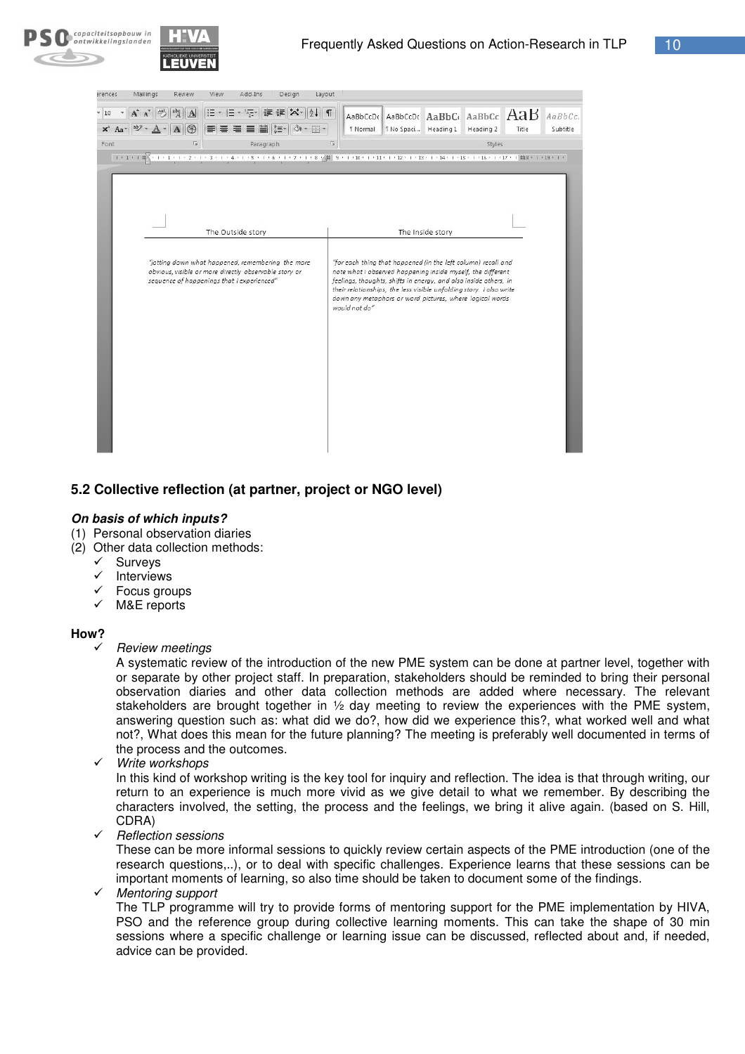| The Outside story | The Inside story |
| --- | --- |
| "jotting down what happened, remembering the more obvious, visible or more directly observable story or sequence of happenings that I experienced" | "for each thing that happened (in the left column) recall and note what I observed happening inside myself, the different feelings, thoughts, shifts in energy, and also inside others, in their relationships, the less visible unfolding story. I also write down any metaphors or word pictures, where logical words would not do" |

## 5.2 Collective reflection (at partner, project or NGO level)

***On basis of which inputs?***

(1) Personal observation diaries
(2) Other data collection methods:
- ✓ Surveys
- ✓ Interviews
- ✓ Focus groups
- ✓ M&E reports

**How?**

- ✓ *Review meetings*
  A systematic review of the introduction of the new PME system can be done at partner level, together with or separate by other project staff. In preparation, stakeholders should be reminded to bring their personal observation diaries and other data collection methods are added where necessary. The relevant stakeholders are brought together in ½ day meeting to review the experiences with the PME system, answering question such as: what did we do?, how did we experience this?, what worked well and what not?, What does this mean for the future planning? The meeting is preferably well documented in terms of the process and the outcomes.
- ✓ *Write workshops*
  In this kind of workshop writing is the key tool for inquiry and reflection. The idea is that through writing, our return to an experience is much more vivid as we give detail to what we remember. By describing the characters involved, the setting, the process and the feelings, we bring it alive again. (based on S. Hill, CDRA)
- ✓ *Reflection sessions*
  These can be more informal sessions to quickly review certain aspects of the PME introduction (one of the research questions,..), or to deal with specific challenges. Experience learns that these sessions can be important moments of learning, so also time should be taken to document some of the findings.
- ✓ *Mentoring support*
  The TLP programme will try to provide forms of mentoring support for the PME implementation by HIVA, PSO and the reference group during collective learning moments. This can take the shape of 30 min sessions where a specific challenge or learning issue can be discussed, reflected about and, if needed, advice can be provided.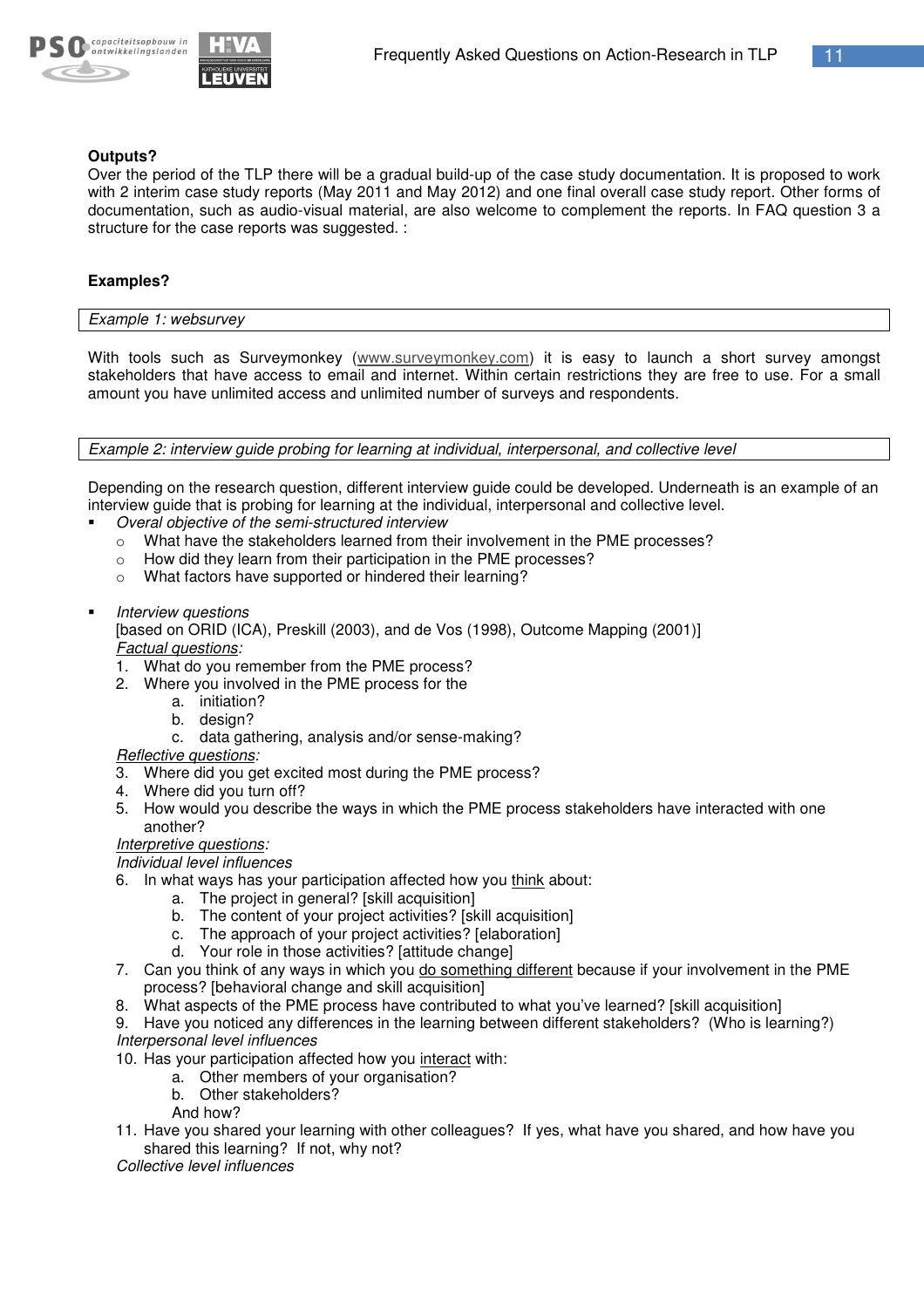**Outputs?**

Over the period of the TLP there will be a gradual build-up of the case study documentation. It is proposed to work with 2 interim case study reports (May 2011 and May 2012) and one final overall case study report. Other forms of documentation, such as audio-visual material, are also welcome to complement the reports. In FAQ question 3 a structure for the case reports was suggested. :

**Examples?**

*Example 1: websurvey*

With tools such as Surveymonkey (www.surveymonkey.com) it is easy to launch a short survey amongst stakeholders that have access to email and internet. Within certain restrictions they are free to use. For a small amount you have unlimited access and unlimited number of surveys and respondents.

*Example 2: interview guide probing for learning at individual, interpersonal, and collective level*

Depending on the research question, different interview guide could be developed. Underneath is an example of an interview guide that is probing for learning at the individual, interpersonal and collective level.

- *Overal objective of the semi-structured interview*
  - What have the stakeholders learned from their involvement in the PME processes?
  - How did they learn from their participation in the PME processes?
  - What factors have supported or hindered their learning?

- *Interview questions*

  [based on ORID (ICA), Preskill (2003), and de Vos (1998), Outcome Mapping (2001)]

  *Factual questions:*

  1. What do you remember from the PME process?
  2. Where you involved in the PME process for the
     a. initiation?
     b. design?
     c. data gathering, analysis and/or sense-making?

  *Reflective questions:*

  3. Where did you get excited most during the PME process?
  4. Where did you turn off?
  5. How would you describe the ways in which the PME process stakeholders have interacted with one another?

  *Interpretive questions:*

  *Individual level influences*

  6. In what ways has your participation affected how you think about:
     a. The project in general? [skill acquisition]
     b. The content of your project activities? [skill acquisition]
     c. The approach of your project activities? [elaboration]
     d. Your role in those activities? [attitude change]
  7. Can you think of any ways in which you do something different because if your involvement in the PME process? [behavioral change and skill acquisition]
  8. What aspects of the PME process have contributed to what you've learned? [skill acquisition]
  9. Have you noticed any differences in the learning between different stakeholders? (Who is learning?)

  *Interpersonal level influences*

  10. Has your participation affected how you interact with:
      a. Other members of your organisation?
      b. Other stakeholders?

      And how?
  11. Have you shared your learning with other colleagues? If yes, what have you shared, and how have you shared this learning? If not, why not?

  *Collective level influences*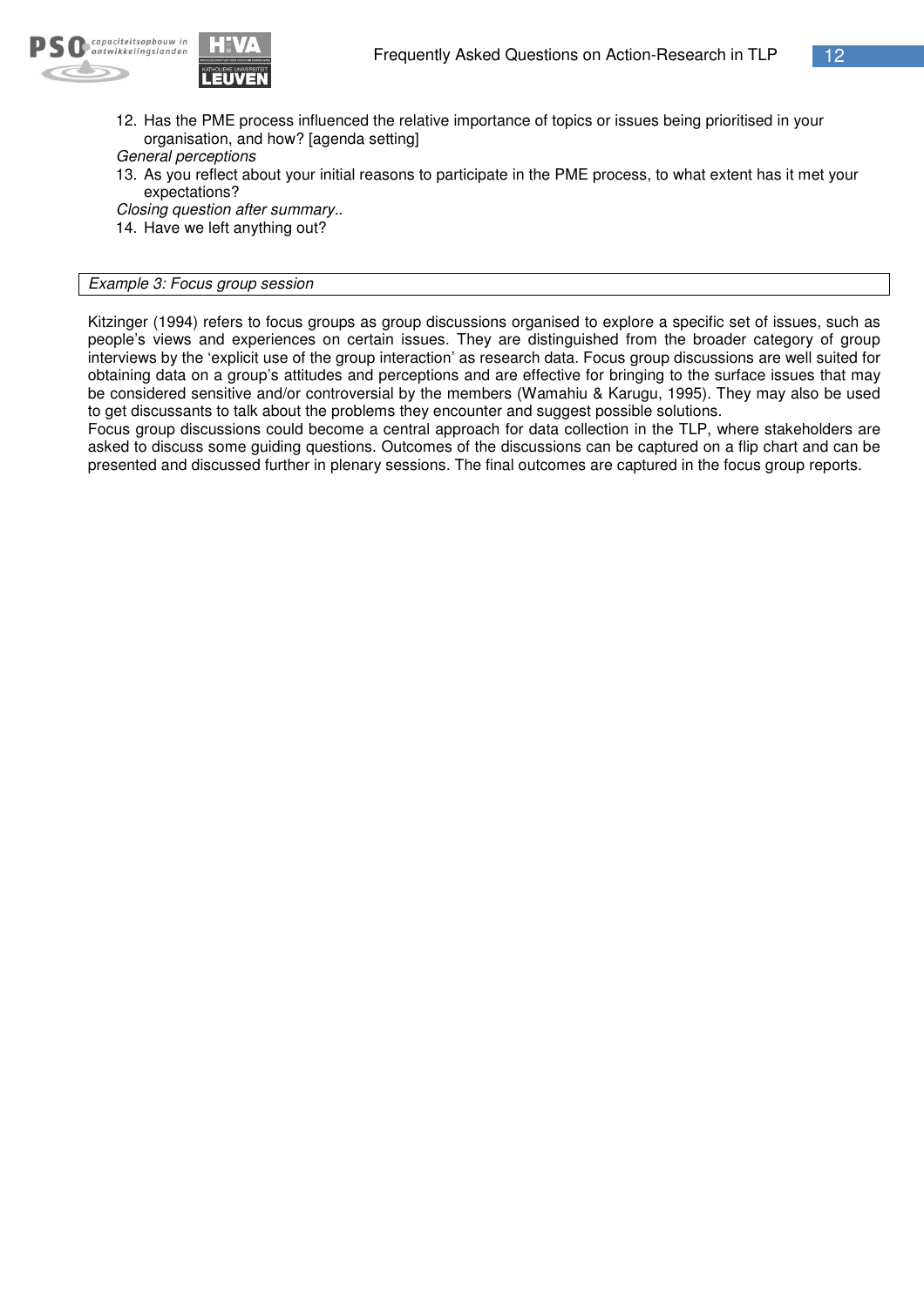12. Has the PME process influenced the relative importance of topics or issues being prioritised in your organisation, and how? [agenda setting]

*General perceptions*

13. As you reflect about your initial reasons to participate in the PME process, to what extent has it met your expectations?

*Closing question after summary..*

14. Have we left anything out?

*Example 3: Focus group session*

Kitzinger (1994) refers to focus groups as group discussions organised to explore a specific set of issues, such as people's views and experiences on certain issues. They are distinguished from the broader category of group interviews by the 'explicit use of the group interaction' as research data. Focus group discussions are well suited for obtaining data on a group's attitudes and perceptions and are effective for bringing to the surface issues that may be considered sensitive and/or controversial by the members (Wamahiu & Karugu, 1995). They may also be used to get discussants to talk about the problems they encounter and suggest possible solutions.
Focus group discussions could become a central approach for data collection in the TLP, where stakeholders are asked to discuss some guiding questions. Outcomes of the discussions can be captured on a flip chart and can be presented and discussed further in plenary sessions. The final outcomes are captured in the focus group reports.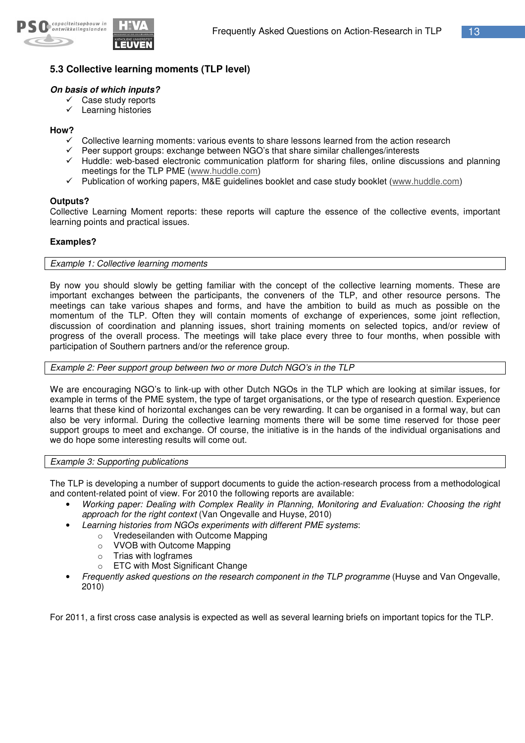### 5.3 Collective learning moments (TLP level)

***On basis of which inputs?***

- ✓ Case study reports
- ✓ Learning histories

**How?**

- ✓ Collective learning moments: various events to share lessons learned from the action research
- ✓ Peer support groups: exchange between NGO's that share similar challenges/interests
- ✓ Huddle: web-based electronic communication platform for sharing files, online discussions and planning meetings for the TLP PME (www.huddle.com)
- ✓ Publication of working papers, M&E guidelines booklet and case study booklet (www.huddle.com)

**Outputs?**

Collective Learning Moment reports: these reports will capture the essence of the collective events, important learning points and practical issues.

**Examples?**

*Example 1: Collective learning moments*

By now you should slowly be getting familiar with the concept of the collective learning moments. These are important exchanges between the participants, the conveners of the TLP, and other resource persons. The meetings can take various shapes and forms, and have the ambition to build as much as possible on the momentum of the TLP. Often they will contain moments of exchange of experiences, some joint reflection, discussion of coordination and planning issues, short training moments on selected topics, and/or review of progress of the overall process. The meetings will take place every three to four months, when possible with participation of Southern partners and/or the reference group.

*Example 2: Peer support group between two or more Dutch NGO's in the TLP*

We are encouraging NGO's to link-up with other Dutch NGOs in the TLP which are looking at similar issues, for example in terms of the PME system, the type of target organisations, or the type of research question. Experience learns that these kind of horizontal exchanges can be very rewarding. It can be organised in a formal way, but can also be very informal. During the collective learning moments there will be some time reserved for those peer support groups to meet and exchange. Of course, the initiative is in the hands of the individual organisations and we do hope some interesting results will come out.

*Example 3: Supporting publications*

The TLP is developing a number of support documents to guide the action-research process from a methodological and content-related point of view. For 2010 the following reports are available:

- *Working paper: Dealing with Complex Reality in Planning, Monitoring and Evaluation: Choosing the right approach for the right context* (Van Ongevalle and Huyse, 2010)
- *Learning histories from NGOs experiments with different PME systems*:
  - Vredeseilanden with Outcome Mapping
  - VVOB with Outcome Mapping
  - Trias with logframes
  - ETC with Most Significant Change
- *Frequently asked questions on the research component in the TLP programme* (Huyse and Van Ongevalle, 2010)

For 2011, a first cross case analysis is expected as well as several learning briefs on important topics for the TLP.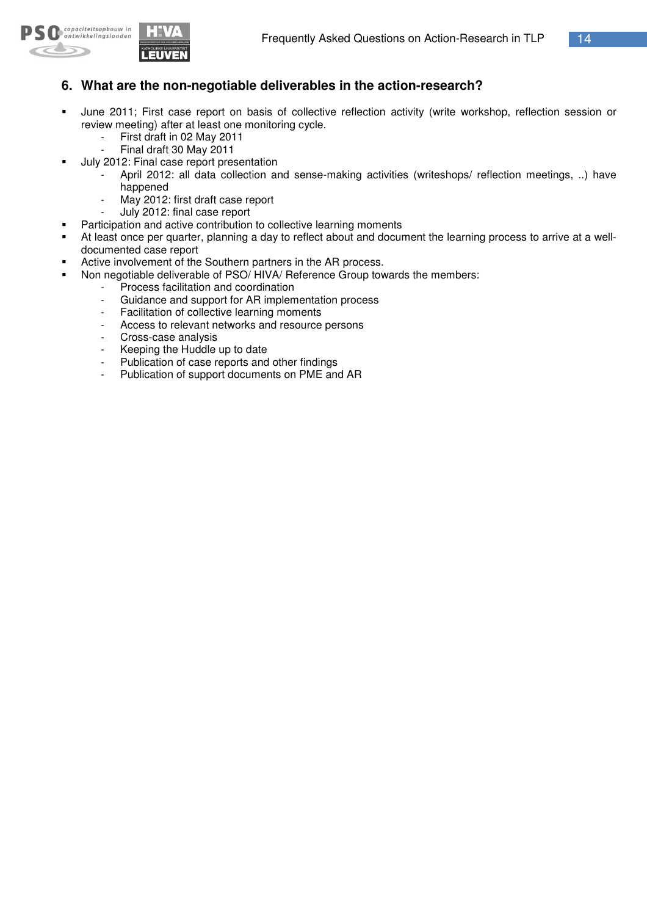## 6. What are the non-negotiable deliverables in the action-research?

- June 2011; First case report on basis of collective reflection activity (write workshop, reflection session or review meeting) after at least one monitoring cycle.
  - First draft in 02 May 2011
  - Final draft 30 May 2011
- July 2012: Final case report presentation
  - April 2012: all data collection and sense-making activities (writeshops/ reflection meetings, ..) have happened
  - May 2012: first draft case report
  - July 2012: final case report
- Participation and active contribution to collective learning moments
- At least once per quarter, planning a day to reflect about and document the learning process to arrive at a well-documented case report
- Active involvement of the Southern partners in the AR process.
- Non negotiable deliverable of PSO/ HIVA/ Reference Group towards the members:
  - Process facilitation and coordination
  - Guidance and support for AR implementation process
  - Facilitation of collective learning moments
  - Access to relevant networks and resource persons
  - Cross-case analysis
  - Keeping the Huddle up to date
  - Publication of case reports and other findings
  - Publication of support documents on PME and AR